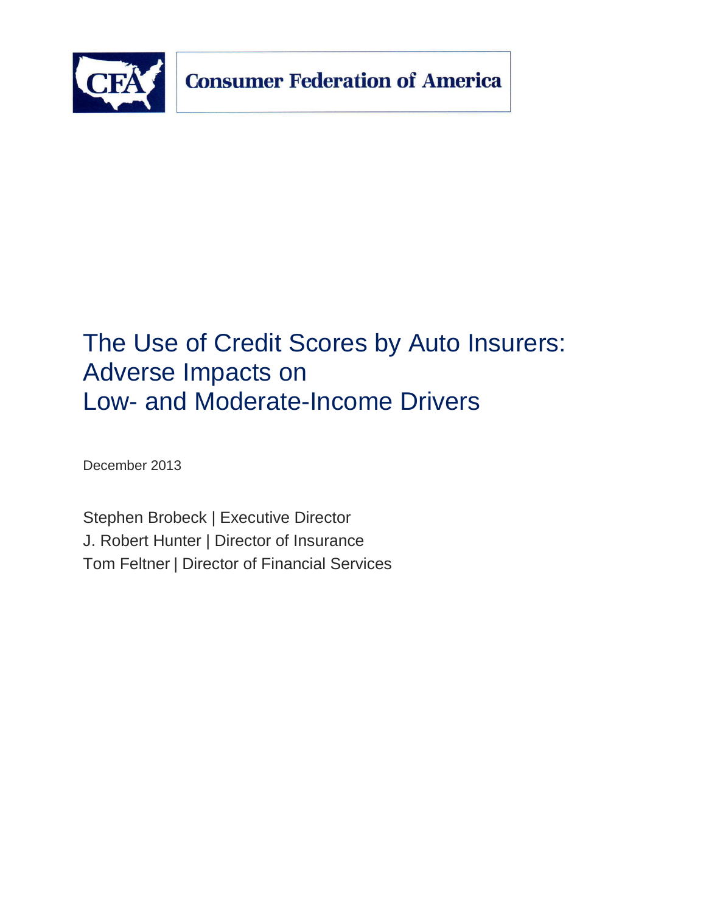Consumer Federation of America

# The Use of Credit Scores by Auto Insurers: Adverse Impacts on Low- and Moderate-Income Drivers

December 2013

Stephen Brobeck | Executive Director
J. Robert Hunter | Director of Insurance
Tom Feltner | Director of Financial Services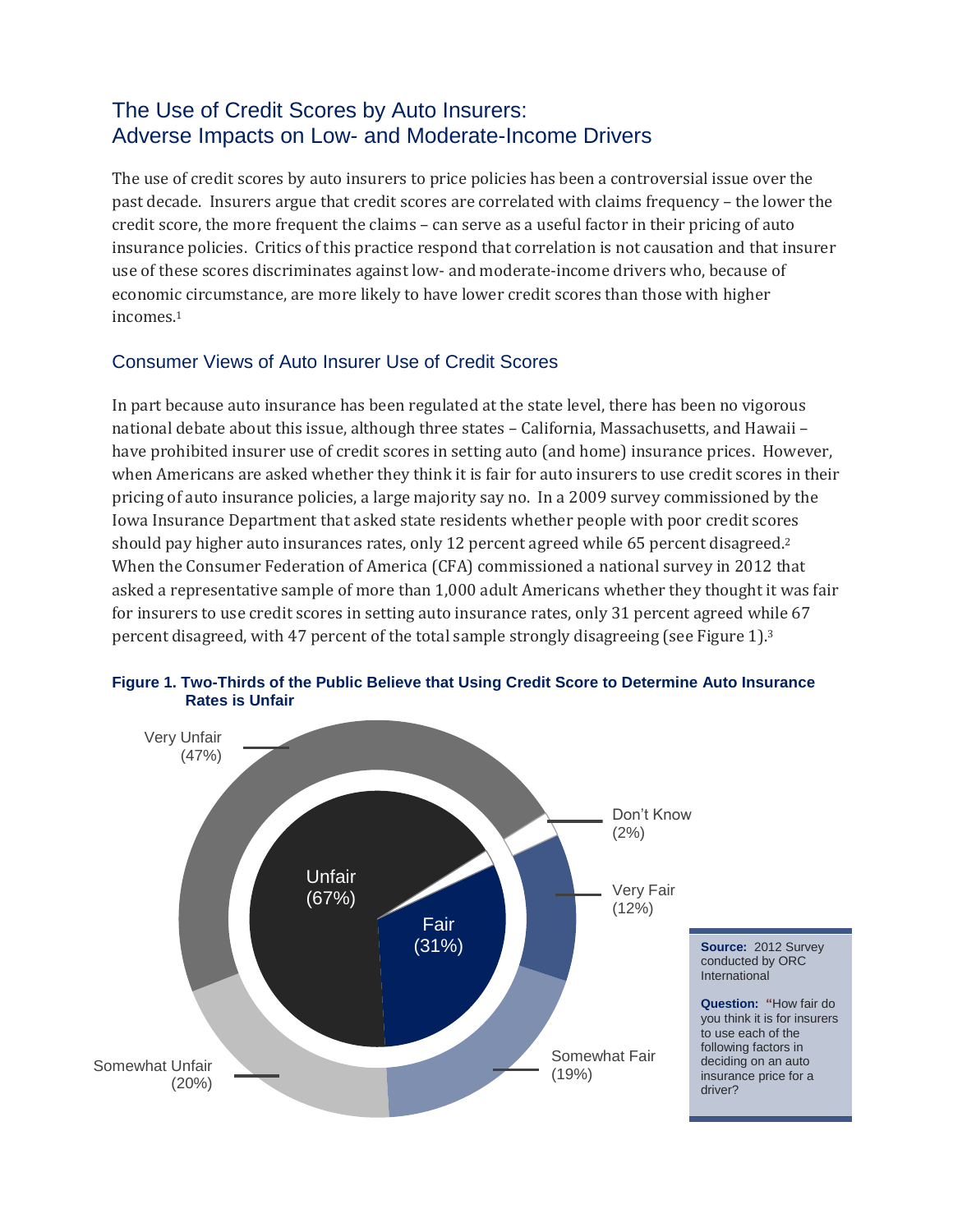# The Use of Credit Scores by Auto Insurers: Adverse Impacts on Low- and Moderate-Income Drivers

The use of credit scores by auto insurers to price policies has been a controversial issue over the past decade. Insurers argue that credit scores are correlated with claims frequency – the lower the credit score, the more frequent the claims – can serve as a useful factor in their pricing of auto insurance policies. Critics of this practice respond that correlation is not causation and that insurer use of these scores discriminates against low- and moderate-income drivers who, because of economic circumstance, are more likely to have lower credit scores than those with higher incomes.[1]

## Consumer Views of Auto Insurer Use of Credit Scores

In part because auto insurance has been regulated at the state level, there has been no vigorous national debate about this issue, although three states – California, Massachusetts, and Hawaii – have prohibited insurer use of credit scores in setting auto (and home) insurance prices. However, when Americans are asked whether they think it is fair for auto insurers to use credit scores in their pricing of auto insurance policies, a large majority say no. In a 2009 survey commissioned by the Iowa Insurance Department that asked state residents whether people with poor credit scores should pay higher auto insurances rates, only 12 percent agreed while 65 percent disagreed.[2] When the Consumer Federation of America (CFA) commissioned a national survey in 2012 that asked a representative sample of more than 1,000 adult Americans whether they thought it was fair for insurers to use credit scores in setting auto insurance rates, only 31 percent agreed while 67 percent disagreed, with 47 percent of the total sample strongly disagreeing (see Figure 1).[3]

**Figure 1. Two-Thirds of the Public Believe that Using Credit Score to Determine Auto Insurance Rates is Unfair**

Unfair (67%): Very Unfair (47%), Somewhat Unfair (20%)

Fair (31%): Very Fair (12%), Somewhat Fair (19%)

Don't Know (2%)

**Source:** 2012 Survey conducted by ORC International

**Question:** "How fair do you think it is for insurers to use each of the following factors in deciding on an auto insurance price for a driver?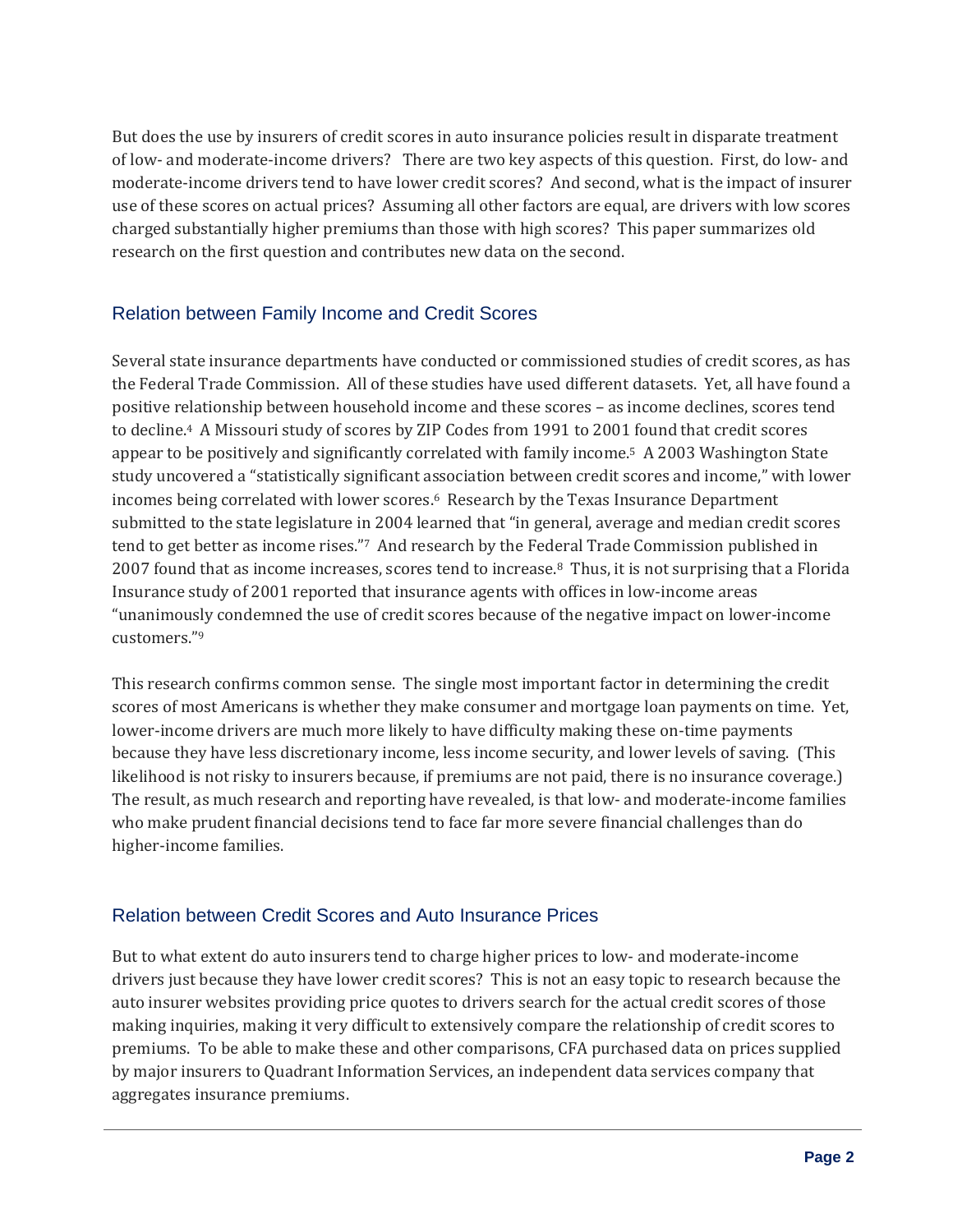But does the use by insurers of credit scores in auto insurance policies result in disparate treatment of low- and moderate-income drivers? There are two key aspects of this question. First, do low- and moderate-income drivers tend to have lower credit scores? And second, what is the impact of insurer use of these scores on actual prices? Assuming all other factors are equal, are drivers with low scores charged substantially higher premiums than those with high scores? This paper summarizes old research on the first question and contributes new data on the second.

## Relation between Family Income and Credit Scores

Several state insurance departments have conducted or commissioned studies of credit scores, as has the Federal Trade Commission. All of these studies have used different datasets. Yet, all have found a positive relationship between household income and these scores – as income declines, scores tend to decline.[4] A Missouri study of scores by ZIP Codes from 1991 to 2001 found that credit scores appear to be positively and significantly correlated with family income.[5] A 2003 Washington State study uncovered a "statistically significant association between credit scores and income," with lower incomes being correlated with lower scores.[6] Research by the Texas Insurance Department submitted to the state legislature in 2004 learned that "in general, average and median credit scores tend to get better as income rises."[7] And research by the Federal Trade Commission published in 2007 found that as income increases, scores tend to increase.[8] Thus, it is not surprising that a Florida Insurance study of 2001 reported that insurance agents with offices in low-income areas "unanimously condemned the use of credit scores because of the negative impact on lower-income customers."[9]

This research confirms common sense. The single most important factor in determining the credit scores of most Americans is whether they make consumer and mortgage loan payments on time. Yet, lower-income drivers are much more likely to have difficulty making these on-time payments because they have less discretionary income, less income security, and lower levels of saving. (This likelihood is not risky to insurers because, if premiums are not paid, there is no insurance coverage.) The result, as much research and reporting have revealed, is that low- and moderate-income families who make prudent financial decisions tend to face far more severe financial challenges than do higher-income families.

## Relation between Credit Scores and Auto Insurance Prices

But to what extent do auto insurers tend to charge higher prices to low- and moderate-income drivers just because they have lower credit scores? This is not an easy topic to research because the auto insurer websites providing price quotes to drivers search for the actual credit scores of those making inquiries, making it very difficult to extensively compare the relationship of credit scores to premiums. To be able to make these and other comparisons, CFA purchased data on prices supplied by major insurers to Quadrant Information Services, an independent data services company that aggregates insurance premiums.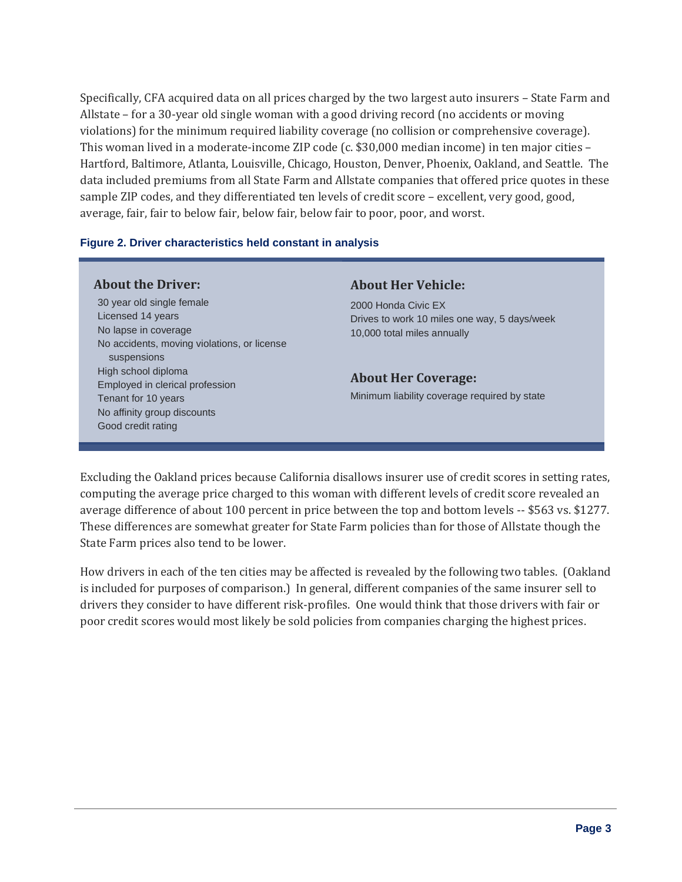Specifically, CFA acquired data on all prices charged by the two largest auto insurers – State Farm and Allstate – for a 30-year old single woman with a good driving record (no accidents or moving violations) for the minimum required liability coverage (no collision or comprehensive coverage). This woman lived in a moderate-income ZIP code (c. $30,000 median income) in ten major cities – Hartford, Baltimore, Atlanta, Louisville, Chicago, Houston, Denver, Phoenix, Oakland, and Seattle. The data included premiums from all State Farm and Allstate companies that offered price quotes in these sample ZIP codes, and they differentiated ten levels of credit score – excellent, very good, good, average, fair, fair to below fair, below fair, below fair to poor, poor, and worst.

**Figure 2. Driver characteristics held constant in analysis**

**About the Driver:**

- 30 year old single female
- Licensed 14 years
- No lapse in coverage
- No accidents, moving violations, or license suspensions
- High school diploma
- Employed in clerical profession
- Tenant for 10 years
- No affinity group discounts
- Good credit rating

**About Her Vehicle:**

- 2000 Honda Civic EX
- Drives to work 10 miles one way, 5 days/week
- 10,000 total miles annually

**About Her Coverage:**

- Minimum liability coverage required by state

Excluding the Oakland prices because California disallows insurer use of credit scores in setting rates, computing the average price charged to this woman with different levels of credit score revealed an average difference of about 100 percent in price between the top and bottom levels -- $563 vs. $1277. These differences are somewhat greater for State Farm policies than for those of Allstate though the State Farm prices also tend to be lower.

How drivers in each of the ten cities may be affected is revealed by the following two tables. (Oakland is included for purposes of comparison.) In general, different companies of the same insurer sell to drivers they consider to have different risk-profiles. One would think that those drivers with fair or poor credit scores would most likely be sold policies from companies charging the highest prices.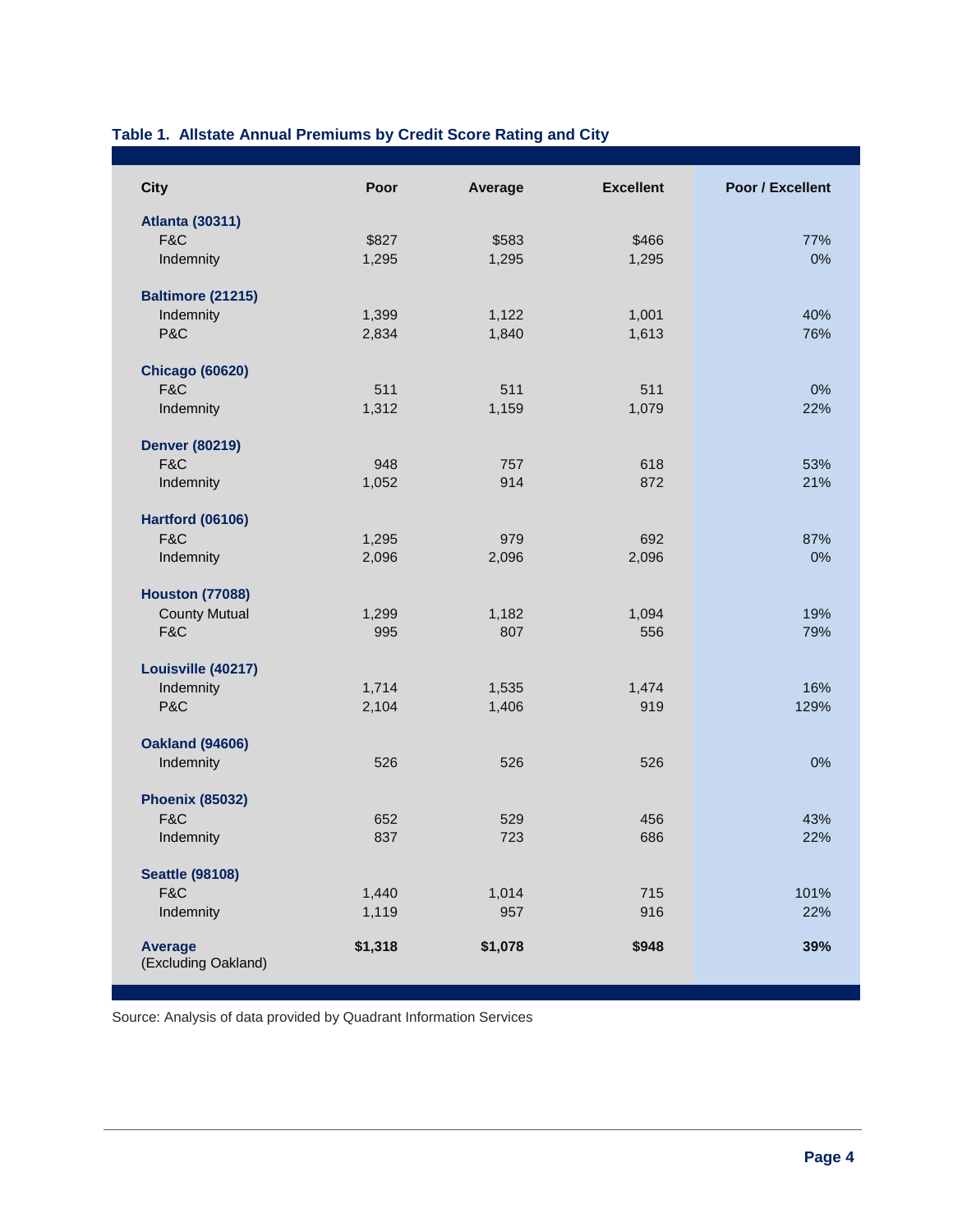**Table 1. Allstate Annual Premiums by Credit Score Rating and City**

| City | Poor | Average | Excellent | Poor / Excellent |
|---|---|---|---|---|
| **Atlanta (30311)** | | | | |
| F&C | $827 | $583 | $466 | 77% |
| Indemnity | 1,295 | 1,295 | 1,295 | 0% |
| **Baltimore (21215)** | | | | |
| Indemnity | 1,399 | 1,122 | 1,001 | 40% |
| P&C | 2,834 | 1,840 | 1,613 | 76% |
| **Chicago (60620)** | | | | |
| F&C | 511 | 511 | 511 | 0% |
| Indemnity | 1,312 | 1,159 | 1,079 | 22% |
| **Denver (80219)** | | | | |
| F&C | 948 | 757 | 618 | 53% |
| Indemnity | 1,052 | 914 | 872 | 21% |
| **Hartford (06106)** | | | | |
| F&C | 1,295 | 979 | 692 | 87% |
| Indemnity | 2,096 | 2,096 | 2,096 | 0% |
| **Houston (77088)** | | | | |
| County Mutual | 1,299 | 1,182 | 1,094 | 19% |
| F&C | 995 | 807 | 556 | 79% |
| **Louisville (40217)** | | | | |
| Indemnity | 1,714 | 1,535 | 1,474 | 16% |
| P&C | 2,104 | 1,406 | 919 | 129% |
| **Oakland (94606)** | | | | |
| Indemnity | 526 | 526 | 526 | 0% |
| **Phoenix (85032)** | | | | |
| F&C | 652 | 529 | 456 | 43% |
| Indemnity | 837 | 723 | 686 | 22% |
| **Seattle (98108)** | | | | |
| F&C | 1,440 | 1,014 | 715 | 101% |
| Indemnity | 1,119 | 957 | 916 | 22% |
| **Average** (Excluding Oakland) | **$1,318** | **$1,078** | **$948** | **39%** |

Source: Analysis of data provided by Quadrant Information Services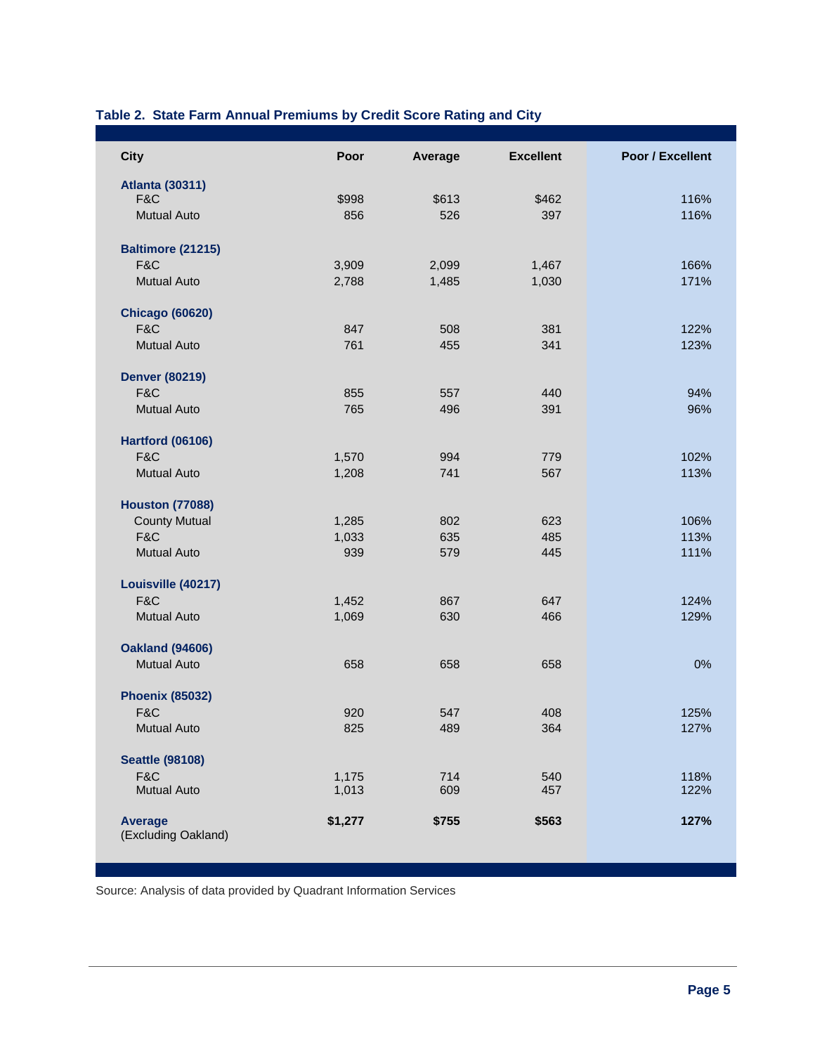**Table 2. State Farm Annual Premiums by Credit Score Rating and City**

| City | Poor | Average | Excellent | Poor / Excellent |
|---|---|---|---|---|
| **Atlanta (30311)** | | | | |
| F&C | $998 | $613 | $462 | 116% |
| Mutual Auto | 856 | 526 | 397 | 116% |
| **Baltimore (21215)** | | | | |
| F&C | 3,909 | 2,099 | 1,467 | 166% |
| Mutual Auto | 2,788 | 1,485 | 1,030 | 171% |
| **Chicago (60620)** | | | | |
| F&C | 847 | 508 | 381 | 122% |
| Mutual Auto | 761 | 455 | 341 | 123% |
| **Denver (80219)** | | | | |
| F&C | 855 | 557 | 440 | 94% |
| Mutual Auto | 765 | 496 | 391 | 96% |
| **Hartford (06106)** | | | | |
| F&C | 1,570 | 994 | 779 | 102% |
| Mutual Auto | 1,208 | 741 | 567 | 113% |
| **Houston (77088)** | | | | |
| County Mutual | 1,285 | 802 | 623 | 106% |
| F&C | 1,033 | 635 | 485 | 113% |
| Mutual Auto | 939 | 579 | 445 | 111% |
| **Louisville (40217)** | | | | |
| F&C | 1,452 | 867 | 647 | 124% |
| Mutual Auto | 1,069 | 630 | 466 | 129% |
| **Oakland (94606)** | | | | |
| Mutual Auto | 658 | 658 | 658 | 0% |
| **Phoenix (85032)** | | | | |
| F&C | 920 | 547 | 408 | 125% |
| Mutual Auto | 825 | 489 | 364 | 127% |
| **Seattle (98108)** | | | | |
| F&C | 1,175 | 714 | 540 | 118% |
| Mutual Auto | 1,013 | 609 | 457 | 122% |
| **Average** (Excluding Oakland) | **$1,277** | **$755** | **$563** | **127%** |

Source: Analysis of data provided by Quadrant Information Services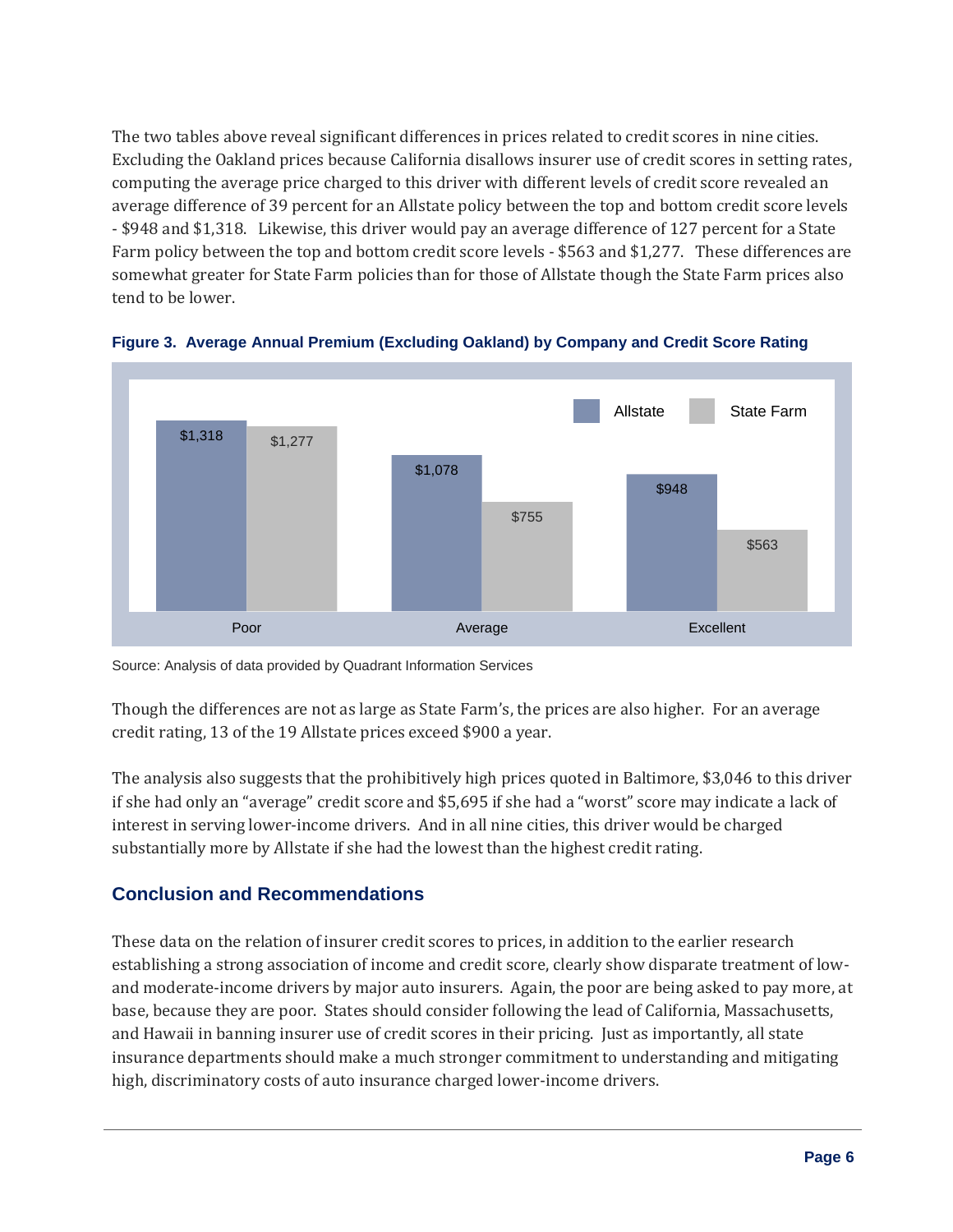The two tables above reveal significant differences in prices related to credit scores in nine cities. Excluding the Oakland prices because California disallows insurer use of credit scores in setting rates, computing the average price charged to this driver with different levels of credit score revealed an average difference of 39 percent for an Allstate policy between the top and bottom credit score levels - $948 and $1,318. Likewise, this driver would pay an average difference of 127 percent for a State Farm policy between the top and bottom credit score levels - $563 and $1,277. These differences are somewhat greater for State Farm policies than for those of Allstate though the State Farm prices also tend to be lower.

**Figure 3. Average Annual Premium (Excluding Oakland) by Company and Credit Score Rating**

| | Allstate | State Farm |
|---|---|---|
| Poor | $1,318 | $1,277 |
| Average | $1,078 | $755 |
| Excellent | $948 | $563 |

Source: Analysis of data provided by Quadrant Information Services

Though the differences are not as large as State Farm's, the prices are also higher. For an average credit rating, 13 of the 19 Allstate prices exceed $900 a year.

The analysis also suggests that the prohibitively high prices quoted in Baltimore, $3,046 to this driver if she had only an "average" credit score and $5,695 if she had a "worst" score may indicate a lack of interest in serving lower-income drivers. And in all nine cities, this driver would be charged substantially more by Allstate if she had the lowest than the highest credit rating.

## Conclusion and Recommendations

These data on the relation of insurer credit scores to prices, in addition to the earlier research establishing a strong association of income and credit score, clearly show disparate treatment of low- and moderate-income drivers by major auto insurers. Again, the poor are being asked to pay more, at base, because they are poor. States should consider following the lead of California, Massachusetts, and Hawaii in banning insurer use of credit scores in their pricing. Just as importantly, all state insurance departments should make a much stronger commitment to understanding and mitigating high, discriminatory costs of auto insurance charged lower-income drivers.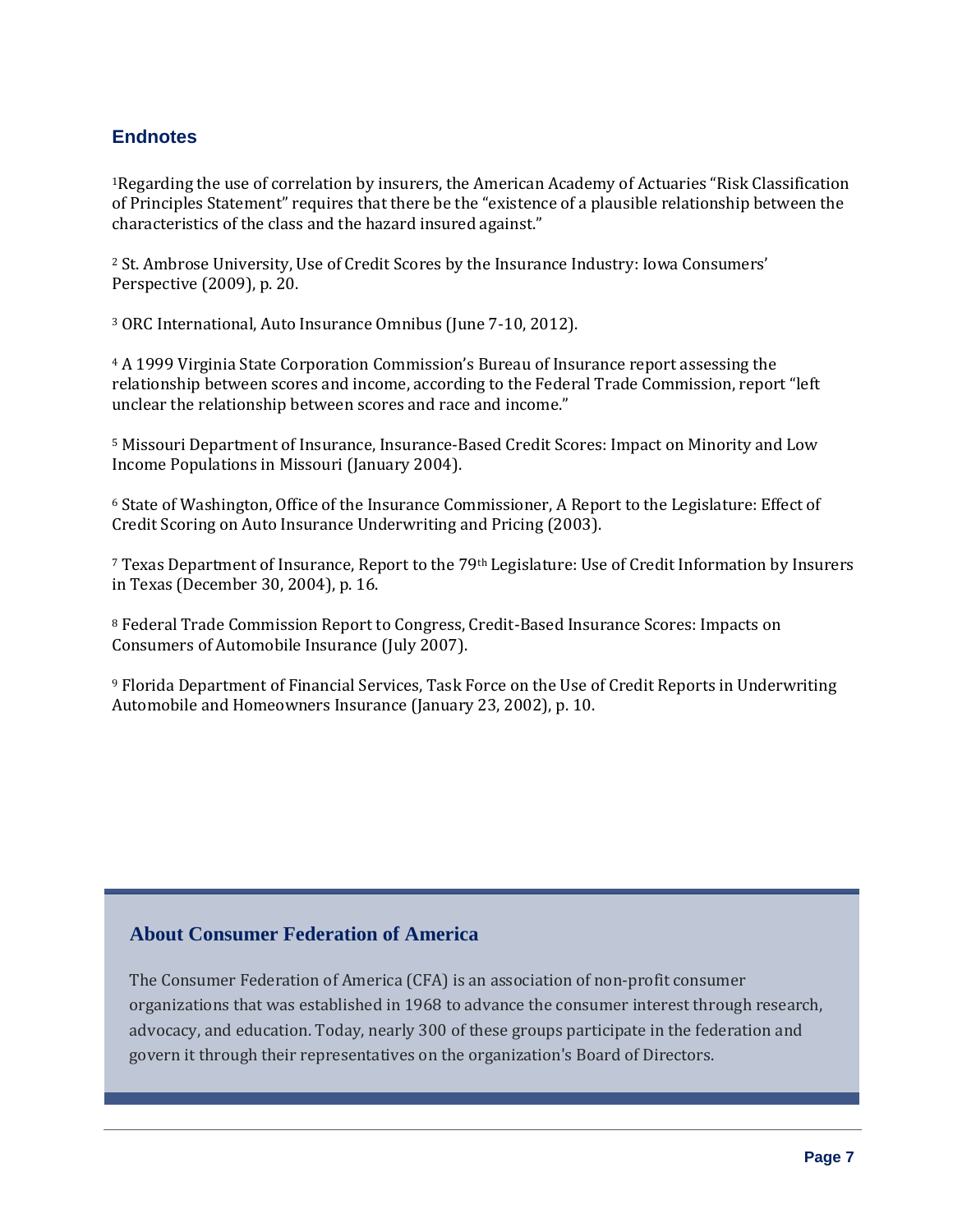## Endnotes

[1]Regarding the use of correlation by insurers, the American Academy of Actuaries "Risk Classification of Principles Statement" requires that there be the "existence of a plausible relationship between the characteristics of the class and the hazard insured against."

[2] St. Ambrose University, Use of Credit Scores by the Insurance Industry: Iowa Consumers' Perspective (2009), p. 20.

[3] ORC International, Auto Insurance Omnibus (June 7-10, 2012).

[4] A 1999 Virginia State Corporation Commission's Bureau of Insurance report assessing the relationship between scores and income, according to the Federal Trade Commission, report "left unclear the relationship between scores and race and income."

[5] Missouri Department of Insurance, Insurance-Based Credit Scores: Impact on Minority and Low Income Populations in Missouri (January 2004).

[6] State of Washington, Office of the Insurance Commissioner, A Report to the Legislature: Effect of Credit Scoring on Auto Insurance Underwriting and Pricing (2003).

[7] Texas Department of Insurance, Report to the 79th Legislature: Use of Credit Information by Insurers in Texas (December 30, 2004), p. 16.

[8] Federal Trade Commission Report to Congress, Credit-Based Insurance Scores: Impacts on Consumers of Automobile Insurance (July 2007).

[9] Florida Department of Financial Services, Task Force on the Use of Credit Reports in Underwriting Automobile and Homeowners Insurance (January 23, 2002), p. 10.

## About Consumer Federation of America

The Consumer Federation of America (CFA) is an association of non-profit consumer organizations that was established in 1968 to advance the consumer interest through research, advocacy, and education. Today, nearly 300 of these groups participate in the federation and govern it through their representatives on the organization's Board of Directors.